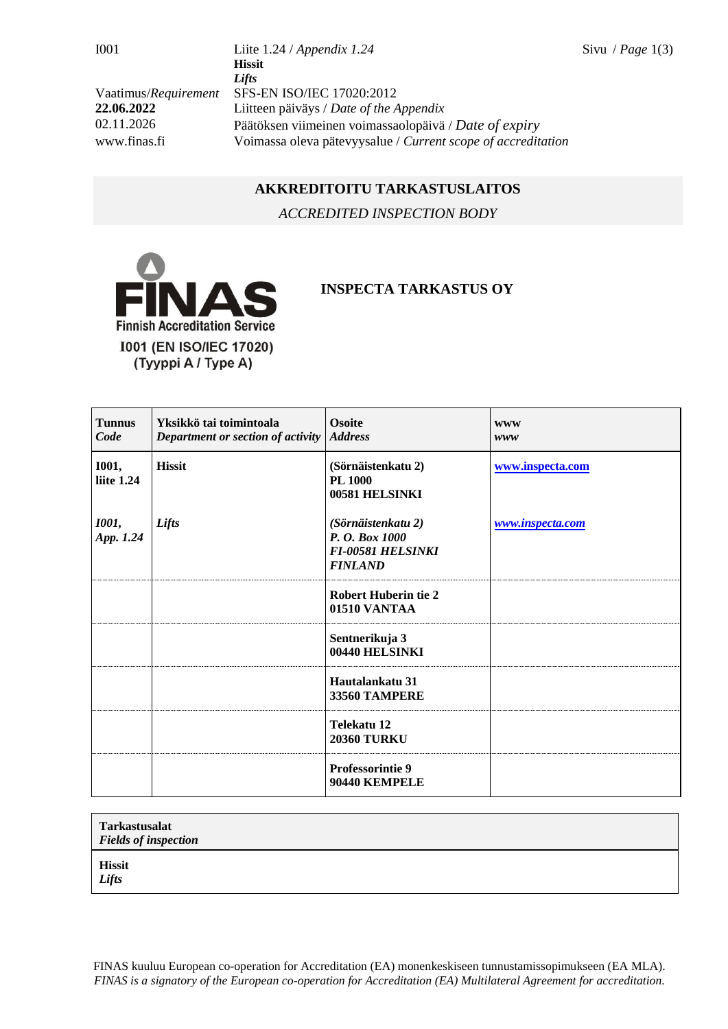I001 | Liite 1.24 / *Appendix 1.24*
**Hissit**
***Lifts***

Vaatimus/*Requirement* SFS-EN ISO/IEC 17020:2012
**22.06.2022** Liitteen päiväys / *Date of the Appendix*
02.11.2026 Päätöksen viimeinen voimassaolopäivä / *Date of expiry*
www.finas.fi Voimassa oleva pätevyysalue / *Current scope of accreditation*

## AKKREDITOITU TARKASTUSLAITOS

*ACCREDITED INSPECTION BODY*

FINAS
Finnish Accreditation Service
I001 (EN ISO/IEC 17020)
(Tyyppi A / Type A)

## INSPECTA TARKASTUS OY

| **Tunnus** *Code* | **Yksikkö tai toimintoala** *Department or section of activity* | **Osoite** *Address* | **www** *www* |
|---|---|---|---|
| **I001, liite 1.24** | **Hissit** | **(Sörnäistenkatu 2) PL 1000 00581 HELSINKI** | **www.inspecta.com** |
| ***I001, App. 1.24*** | ***Lifts*** | ***(Sörnäistenkatu 2) P. O. Box 1000 FI-00581 HELSINKI FINLAND*** | ***www.inspecta.com*** |
| | | **Robert Huberin tie 2 01510 VANTAA** | |
| | | **Sentnerikuja 3 00440 HELSINKI** | |
| | | **Hautalankatu 31 33560 TAMPERE** | |
| | | **Telekatu 12 20360 TURKU** | |
| | | **Professorintie 9 90440 KEMPELE** | |

| **Tarkastusalat** *Fields of inspection* |
|---|
| **Hissit** ***Lifts*** |

FINAS kuuluu European co-operation for Accreditation (EA) monenkeskiseen tunnustamissopimukseen (EA MLA).
*FINAS is a signatory of the European co-operation for Accreditation (EA) Multilateral Agreement for accreditation.*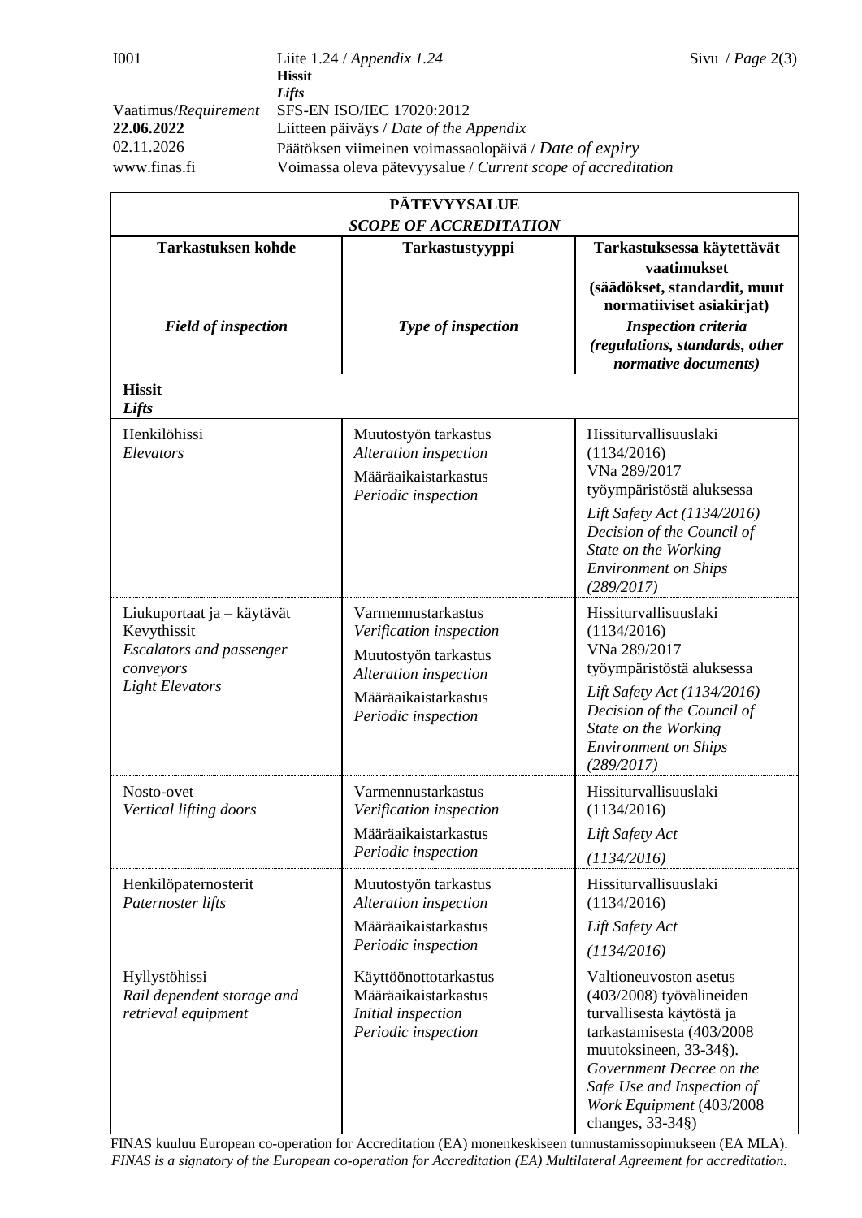I001 | Liite 1.24 / *Appendix 1.24*
**Hissit**
***Lifts***

Vaatimus/*Requirement* SFS-EN ISO/IEC 17020:2012
**22.06.2022** Liitteen päiväys / *Date of the Appendix*
02.11.2026 Päätöksen viimeinen voimassaolopäivä / *Date of expiry*
www.finas.fi Voimassa oleva pätevyysalue / *Current scope of accreditation*

| **PÄTEVYYSALUE** *SCOPE OF ACCREDITATION* | | |
|---|---|---|
| **Tarkastuksen kohde** ***Field of inspection*** | **Tarkastustyyppi** ***Type of inspection*** | **Tarkastuksessa käytettävät vaatimukset (säädökset, standardit, muut normatiiviset asiakirjat)** ***Inspection criteria (regulations, standards, other normative documents)*** |
| **Hissit** ***Lifts*** | | |
| Henkilöhissi *Elevators* | Muutostyön tarkastus *Alteration inspection* Määräaikaistarkastus *Periodic inspection* | Hissiturvallisuuslaki (1134/2016) VNa 289/2017 työympäristöstä aluksessa *Lift Safety Act (1134/2016) Decision of the Council of State on the Working Environment on Ships (289/2017)* |
| Liukuportaat ja – käytävät Kevythissit *Escalators and passenger conveyors* *Light Elevators* | Varmennustarkastus *Verification inspection* Muutostyön tarkastus *Alteration inspection* Määräaikaistarkastus *Periodic inspection* | Hissiturvallisuuslaki (1134/2016) VNa 289/2017 työympäristöstä aluksessa *Lift Safety Act (1134/2016) Decision of the Council of State on the Working Environment on Ships (289/2017)* |
| Nosto-ovet *Vertical lifting doors* | Varmennustarkastus *Verification inspection* Määräaikaistarkastus *Periodic inspection* | Hissiturvallisuuslaki (1134/2016) *Lift Safety Act (1134/2016)* |
| Henkilöpaternosterit *Paternoster lifts* | Muutostyön tarkastus *Alteration inspection* Määräaikaistarkastus *Periodic inspection* | Hissiturvallisuuslaki (1134/2016) *Lift Safety Act (1134/2016)* |
| Hyllystöhissi *Rail dependent storage and retrieval equipment* | Käyttöönottotarkastus Määräaikaistarkastus *Initial inspection* *Periodic inspection* | Valtioneuvoston asetus (403/2008) työvälineiden turvallisesta käytöstä ja tarkastamisesta (403/2008 muutoksineen, 33-34§). *Government Decree on the Safe Use and Inspection of Work Equipment* (403/2008 changes, 33-34§) |

FINAS kuuluu European co-operation for Accreditation (EA) monenkeskiseen tunnustamissopimukseen (EA MLA).
*FINAS is a signatory of the European co-operation for Accreditation (EA) Multilateral Agreement for accreditation.*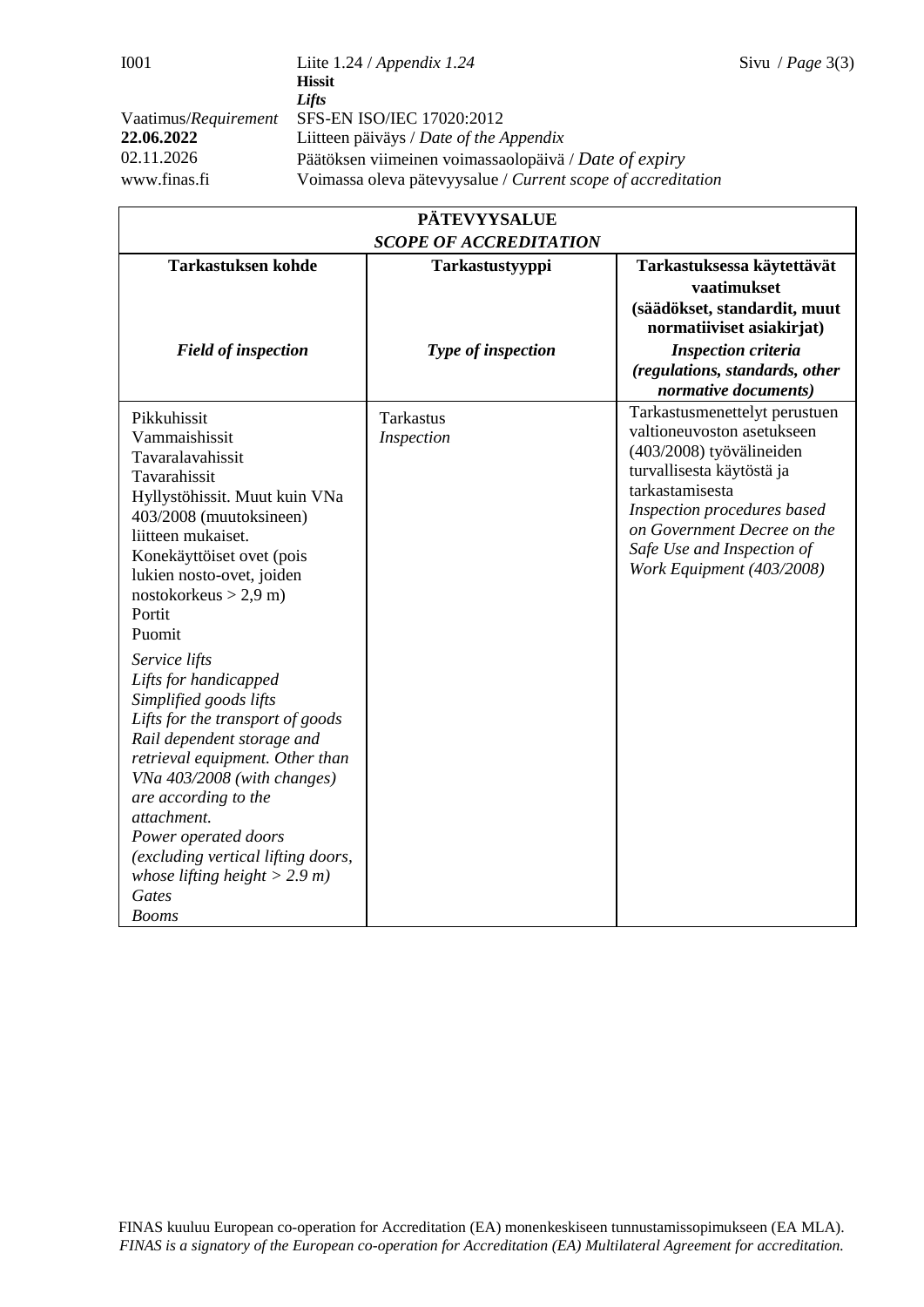| PÄTEVYYSALUE<br>*SCOPE OF ACCREDITATION* | | |
|---|---|---|
| **Tarkastuksen kohde**<br><br>***Field of inspection*** | **Tarkastustyyppi**<br><br>***Type of inspection*** | **Tarkastuksessa käytettävät vaatimukset (säädökset, standardit, muut normatiiviset asiakirjat)**<br>***Inspection criteria (regulations, standards, other normative documents)*** |
| Pikkuhissit<br>Vammaishissit<br>Tavaralavahissit<br>Tavarahissit<br>Hyllystöhissit. Muut kuin VNa 403/2008 (muutoksineen) liitteen mukaiset.<br>Konekäyttöiset ovet (pois lukien nosto-ovet, joiden nostokorkeus > 2,9 m)<br>Portit<br>Puomit<br><br>*Service lifts*<br>*Lifts for handicapped*<br>*Simplified goods lifts*<br>*Lifts for the transport of goods*<br>*Rail dependent storage and retrieval equipment. Other than VNa 403/2008 (with changes) are according to the attachment.*<br>*Power operated doors (excluding vertical lifting doors, whose lifting height > 2.9 m)*<br>*Gates*<br>*Booms* | Tarkastus<br>*Inspection* | Tarkastusmenettelyt perustuen valtioneuvoston asetukseen (403/2008) työvälineiden turvallisesta käytöstä ja tarkastamisesta<br>*Inspection procedures based on Government Decree on the Safe Use and Inspection of Work Equipment (403/2008)* |